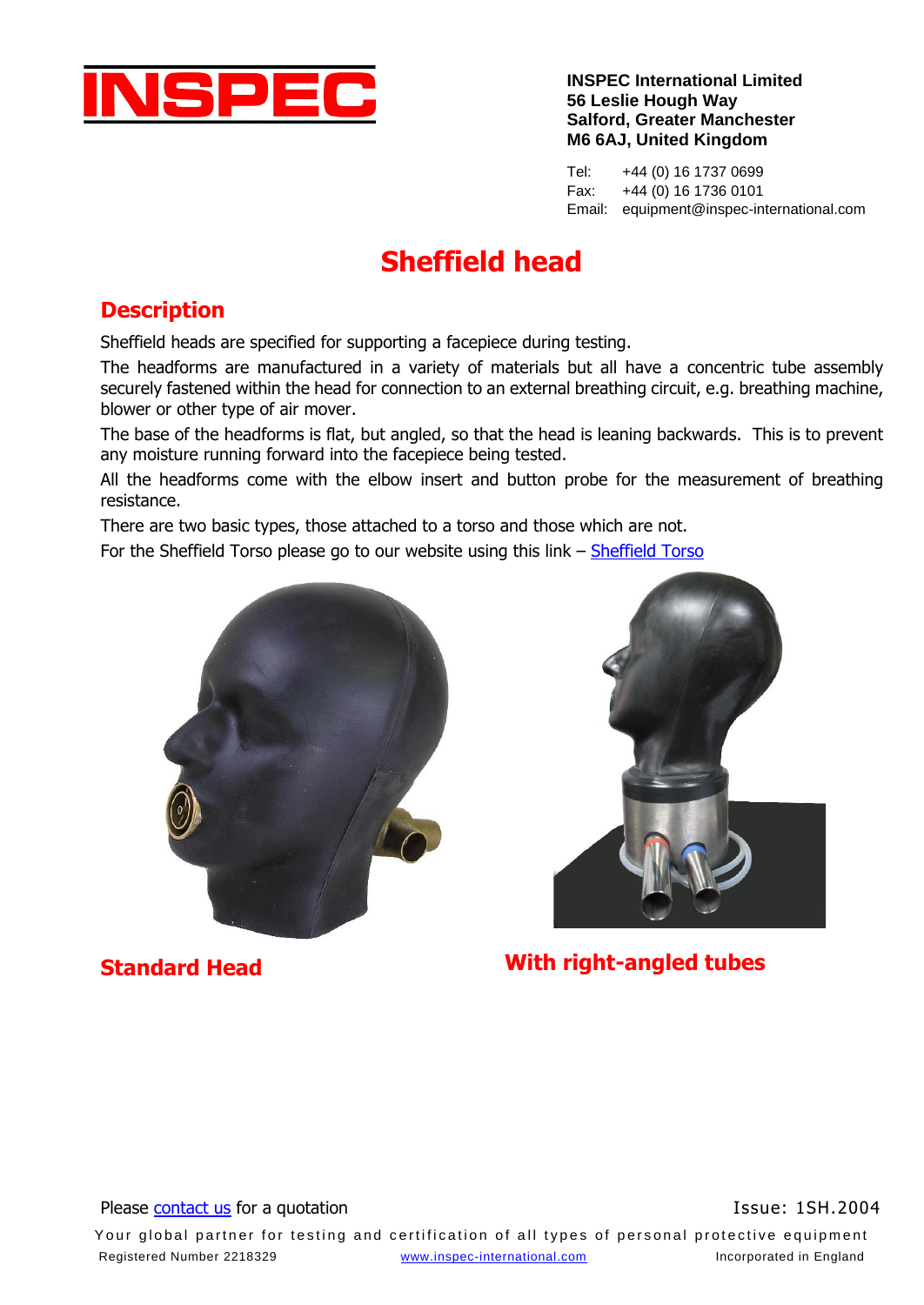**INSPEC International Limited**
**56 Leslie Hough Way**
**Salford, Greater Manchester**
**M6 6AJ, United Kingdom**

Tel: +44 (0) 16 1737 0699
Fax: +44 (0) 16 1736 0101
Email: equipment@inspec-international.com

# Sheffield head

## Description

Sheffield heads are specified for supporting a facepiece during testing.

The headforms are manufactured in a variety of materials but all have a concentric tube assembly securely fastened within the head for connection to an external breathing circuit, e.g. breathing machine, blower or other type of air mover.

The base of the headforms is flat, but angled, so that the head is leaning backwards. This is to prevent any moisture running forward into the facepiece being tested.

All the headforms come with the elbow insert and button probe for the measurement of breathing resistance.

There are two basic types, those attached to a torso and those which are not.

For the Sheffield Torso please go to our website using this link – [Sheffield Torso]

**Standard Head**

**With right-angled tubes**

Please [contact us] for a quotation

Issue: 1SH.2004

Your global partner for testing and certification of all types of personal protective equipment

Registered Number 2218329 www.inspec-international.com Incorporated in England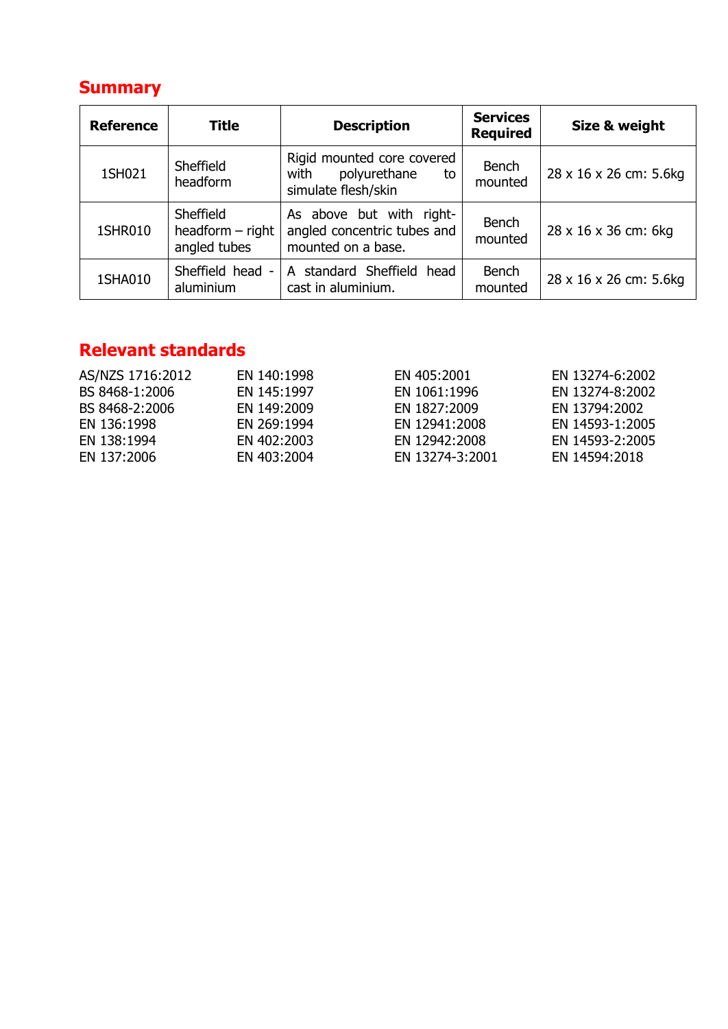## Summary

| Reference | Title | Description | Services Required | Size & weight |
|---|---|---|---|---|
| 1SH021 | Sheffield headform | Rigid mounted core covered with polyurethane to simulate flesh/skin | Bench mounted | 28 x 16 x 26 cm: 5.6kg |
| 1SHR010 | Sheffield headform – right angled tubes | As above but with right-angled concentric tubes and mounted on a base. | Bench mounted | 28 x 16 x 36 cm: 6kg |
| 1SHA010 | Sheffield head - aluminium | A standard Sheffield head cast in aluminium. | Bench mounted | 28 x 16 x 26 cm: 5.6kg |

## Relevant standards

AS/NZS 1716:2012
BS 8468-1:2006
BS 8468-2:2006
EN 136:1998
EN 138:1994
EN 137:2006
EN 140:1998
EN 145:1997
EN 149:2009
EN 269:1994
EN 402:2003
EN 403:2004
EN 405:2001
EN 1061:1996
EN 1827:2009
EN 12941:2008
EN 12942:2008
EN 13274-3:2001
EN 13274-6:2002
EN 13274-8:2002
EN 13794:2002
EN 14593-1:2005
EN 14593-2:2005
EN 14594:2018